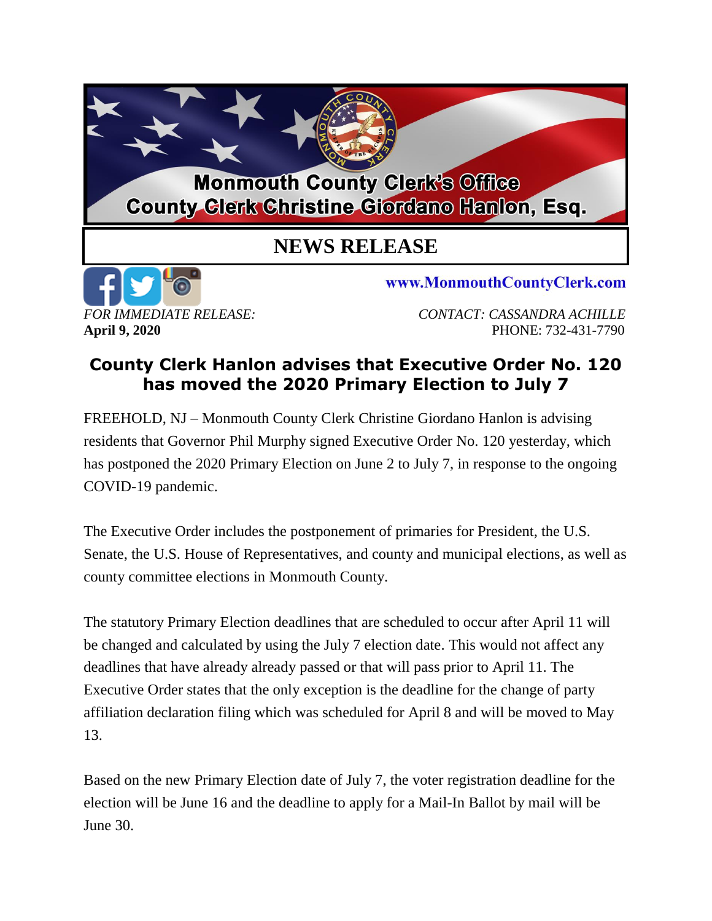**Monmouth County Clerk's Office**
**County Clerk Christine Giordano Hanlon, Esq.**

# NEWS RELEASE

www.MonmouthCountyClerk.com

*FOR IMMEDIATE RELEASE:*
**April 9, 2020**

*CONTACT: CASSANDRA ACHILLE*
PHONE: 732-431-7790

## County Clerk Hanlon advises that Executive Order No. 120 has moved the 2020 Primary Election to July 7

FREEHOLD, NJ – Monmouth County Clerk Christine Giordano Hanlon is advising residents that Governor Phil Murphy signed Executive Order No. 120 yesterday, which has postponed the 2020 Primary Election on June 2 to July 7, in response to the ongoing COVID-19 pandemic.

The Executive Order includes the postponement of primaries for President, the U.S. Senate, the U.S. House of Representatives, and county and municipal elections, as well as county committee elections in Monmouth County.

The statutory Primary Election deadlines that are scheduled to occur after April 11 will be changed and calculated by using the July 7 election date. This would not affect any deadlines that have already already passed or that will pass prior to April 11. The Executive Order states that the only exception is the deadline for the change of party affiliation declaration filing which was scheduled for April 8 and will be moved to May 13.

Based on the new Primary Election date of July 7, the voter registration deadline for the election will be June 16 and the deadline to apply for a Mail-In Ballot by mail will be June 30.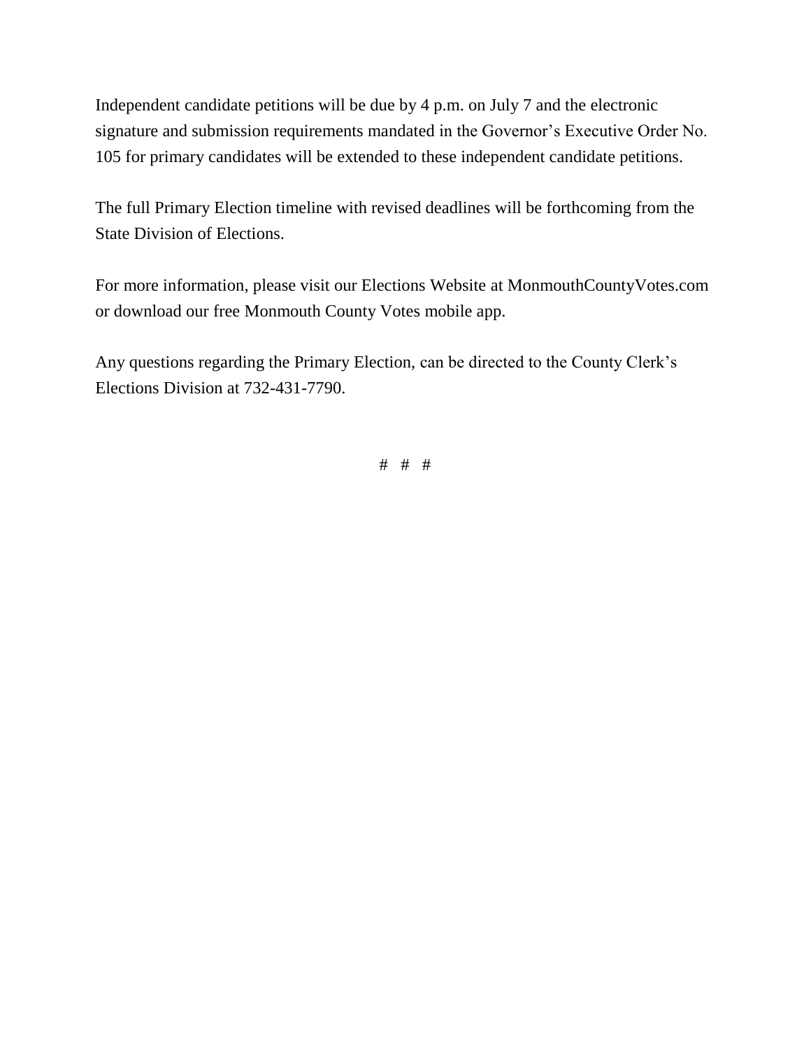Independent candidate petitions will be due by 4 p.m. on July 7 and the electronic signature and submission requirements mandated in the Governor's Executive Order No. 105 for primary candidates will be extended to these independent candidate petitions.

The full Primary Election timeline with revised deadlines will be forthcoming from the State Division of Elections.

For more information, please visit our Elections Website at MonmouthCountyVotes.com or download our free Monmouth County Votes mobile app.

Any questions regarding the Primary Election, can be directed to the County Clerk's Elections Division at 732-431-7790.

# # #